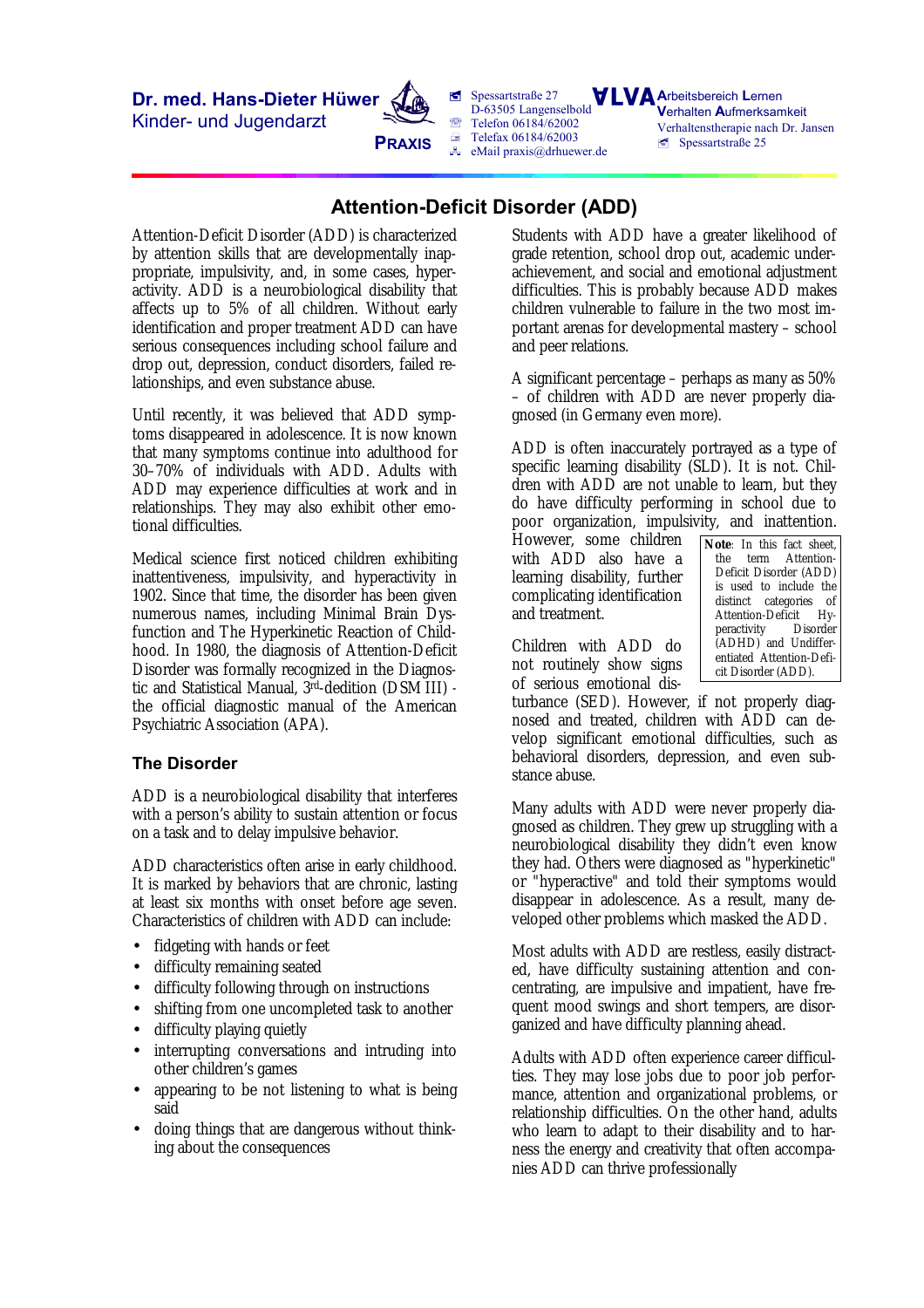Dr. med. Hans-Dieter Hüwer
Kinder- und Jugendarzt

PRAXIS

Spessartstraße 27
D-63505 Langenselbold
Telefon 06184/62002
Telefax 06184/62003
eMail praxis@drhuewer.de

ALVA Arbeitsbereich Lernen Verhalten Aufmerksamkeit
Verhaltenstherapie nach Dr. Jansen
Spessartstraße 25

# Attention-Deficit Disorder (ADD)

Attention-Deficit Disorder (ADD) is characterized by attention skills that are developmentally inappropriate, impulsivity, and, in some cases, hyperactivity. ADD is a neurobiological disability that affects up to 5% of all children. Without early identification and proper treatment ADD can have serious consequences including school failure and drop out, depression, conduct disorders, failed relationships, and even substance abuse.

Until recently, it was believed that ADD symptoms disappeared in adolescence. It is now known that many symptoms continue into adulthood for 30–70% of individuals with ADD. Adults with ADD may experience difficulties at work and in relationships. They may also exhibit other emotional difficulties.

Medical science first noticed children exhibiting inattentiveness, impulsivity, and hyperactivity in 1902. Since that time, the disorder has been given numerous names, including Minimal Brain Dysfunction and The Hyperkinetic Reaction of Childhood. In 1980, the diagnosis of Attention-Deficit Disorder was formally recognized in the Diagnostic and Statistical Manual, 3rd-dedition (DSM III) - the official diagnostic manual of the American Psychiatric Association (APA).

## The Disorder

ADD is a neurobiological disability that interferes with a person's ability to sustain attention or focus on a task and to delay impulsive behavior.

ADD characteristics often arise in early childhood. It is marked by behaviors that are chronic, lasting at least six months with onset before age seven. Characteristics of children with ADD can include:

- fidgeting with hands or feet
- difficulty remaining seated
- difficulty following through on instructions
- shifting from one uncompleted task to another
- difficulty playing quietly
- interrupting conversations and intruding into other children's games
- appearing to be not listening to what is being said
- doing things that are dangerous without thinking about the consequences

Students with ADD have a greater likelihood of grade retention, school drop out, academic underachievement, and social and emotional adjustment difficulties. This is probably because ADD makes children vulnerable to failure in the two most important arenas for developmental mastery – school and peer relations.

A significant percentage – perhaps as many as 50% – of children with ADD are never properly diagnosed (in Germany even more).

ADD is often inaccurately portrayed as a type of specific learning disability (SLD). It is not. Children with ADD are not unable to learn, but they do have difficulty performing in school due to poor organization, impulsivity, and inattention. However, some children with ADD also have a learning disability, further complicating identification and treatment.

**Note**: In this fact sheet, the term Attention-Deficit Disorder (ADD) is used to include the distinct categories of Attention-Deficit Hyperactivity Disorder (ADHD) and Undifferentiated Attention-Deficit Disorder (ADD).

Children with ADD do not routinely show signs of serious emotional disturbance (SED). However, if not properly diagnosed and treated, children with ADD can develop significant emotional difficulties, such as behavioral disorders, depression, and even substance abuse.

Many adults with ADD were never properly diagnosed as children. They grew up struggling with a neurobiological disability they didn't even know they had. Others were diagnosed as "hyperkinetic" or "hyperactive" and told their symptoms would disappear in adolescence. As a result, many developed other problems which masked the ADD.

Most adults with ADD are restless, easily distracted, have difficulty sustaining attention and concentrating, are impulsive and impatient, have frequent mood swings and short tempers, are disorganized and have difficulty planning ahead.

Adults with ADD often experience career difficulties. They may lose jobs due to poor job performance, attention and organizational problems, or relationship difficulties. On the other hand, adults who learn to adapt to their disability and to harness the energy and creativity that often accompanies ADD can thrive professionally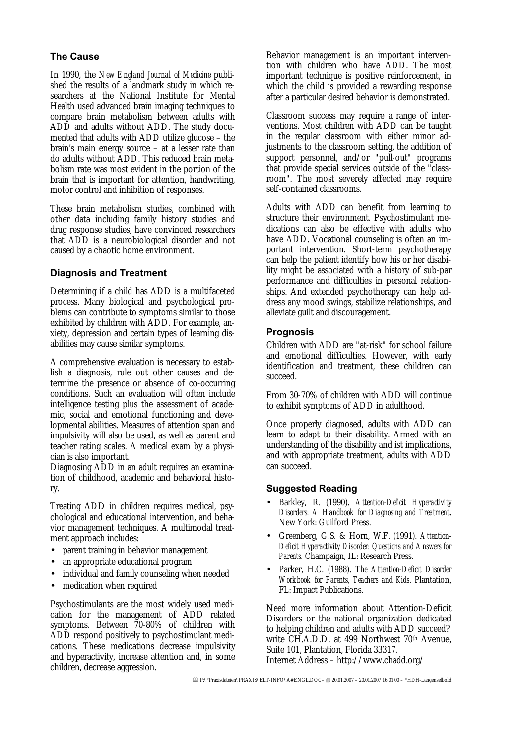## The Cause

In 1990, the *New England Journal of Medicine* published the results of a landmark study in which researchers at the National Institute for Mental Health used advanced brain imaging techniques to compare brain metabolism between adults with ADD and adults without ADD. The study documented that adults with ADD utilize glucose – the brain's main energy source – at a lesser rate than do adults without ADD. This reduced brain metabolism rate was most evident in the portion of the brain that is important for attention, handwriting, motor control and inhibition of responses.

These brain metabolism studies, combined with other data including family history studies and drug response studies, have convinced researchers that ADD is a neurobiological disorder and not caused by a chaotic home environment.

## Diagnosis and Treatment

Determining if a child has ADD is a multifaceted process. Many biological and psychological problems can contribute to symptoms similar to those exhibited by children with ADD. For example, anxiety, depression and certain types of learning disabilities may cause similar symptoms.

A comprehensive evaluation is necessary to establish a diagnosis, rule out other causes and determine the presence or absence of co-occurring conditions. Such an evaluation will often include intelligence testing plus the assessment of academic, social and emotional functioning and developmental abilities. Measures of attention span and impulsivity will also be used, as well as parent and teacher rating scales. A medical exam by a physician is also important.

Diagnosing ADD in an adult requires an examination of childhood, academic and behavioral history.

Treating ADD in children requires medical, psychological and educational intervention, and behavior management techniques. A multimodal treatment approach includes:

- parent training in behavior management
- an appropriate educational program
- individual and family counseling when needed
- medication when required

Psychostimulants are the most widely used medication for the management of ADD related symptoms. Between 70-80% of children with ADD respond positively to psychostimulant medications. These medications decrease impulsivity and hyperactivity, increase attention and, in some children, decrease aggression.

Behavior management is an important intervention with children who have ADD. The most important technique is positive reinforcement, in which the child is provided a rewarding response after a particular desired behavior is demonstrated.

Classroom success may require a range of interventions. Most children with ADD can be taught in the regular classroom with either minor adjustments to the classroom setting, the addition of support personnel, and/or "pull-out" programs that provide special services outside of the "classroom". The most severely affected may require self-contained classrooms.

Adults with ADD can benefit from learning to structure their environment. Psychostimulant medications can also be effective with adults who have ADD. Vocational counseling is often an important intervention. Short-term psychotherapy can help the patient identify how his or her disability might be associated with a history of sub-par performance and difficulties in personal relationships. And extended psychotherapy can help address any mood swings, stabilize relationships, and alleviate guilt and discouragement.

## Prognosis

Children with ADD are "at-risk" for school failure and emotional difficulties. However, with early identification and treatment, these children can succeed.

From 30-70% of children with ADD will continue to exhibit symptoms of ADD in adulthood.

Once properly diagnosed, adults with ADD can learn to adapt to their disability. Armed with an understanding of the disability and ist implications, and with appropriate treatment, adults with ADD can succeed.

## Suggested Reading

- Barkley, R. (1990). *Attention-Deficit Hyperactivity Disorders: A Handbook for Diagnosing and Treatment*. New York: Guilford Press.
- Greenberg, G.S. & Horn, W.F. (1991). *Attention-Deficit Hyperactivity Disorder: Questions and Answers for Parents.* Champaign, IL: Research Press.
- Parker, H.C. (1988). *The Attention-Deficit Disorder Workbook for Parents, Teachers and Kids*. Plantation, FL: Impact Publications.

Need more information about Attention-Deficit Disorders or the national organization dedicated to helping children and adults with ADD succeed? write CH.A.D.D. at 499 Northwest 70th Avenue, Suite 101, Plantation, Florida 33317.
Internet Address – http://www.chadd.org/